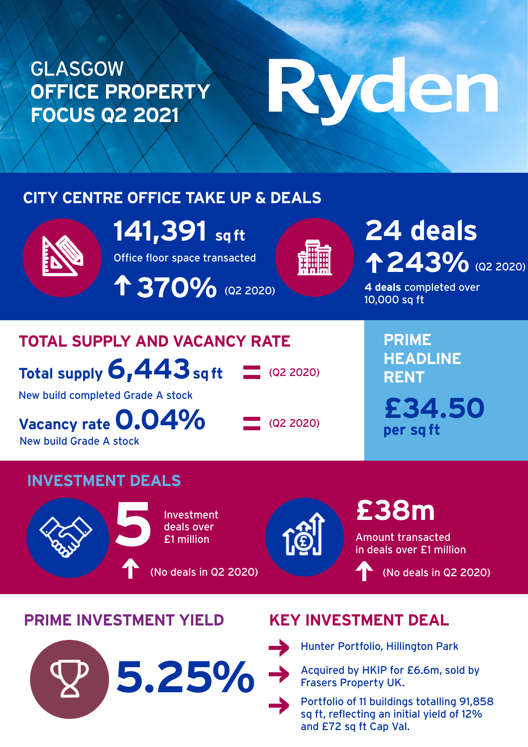# GLASGOW OFFICE PROPERTY FOCUS Q2 2021

Ryden

## CITY CENTRE OFFICE TAKE UP & DEALS

**141,391** sq ft

Office floor space transacted

↑ **370%** (Q2 2020)

**24 deals**

↑ **243%** (Q2 2020)

**4 deals** completed over 10,000 sq ft

## TOTAL SUPPLY AND VACANCY RATE

**Total supply 6,443** sq ft = (Q2 2020)

New build completed Grade A stock

**Vacancy rate 0.04%** = (Q2 2020)

New build Grade A stock

## PRIME HEADLINE RENT

**£34.50**

**per sq ft**

## INVESTMENT DEALS

**5** Investment deals over £1 million

↑ (No deals in Q2 2020)

**£38m**

Amount transacted in deals over £1 million

↑ (No deals in Q2 2020)

## PRIME INVESTMENT YIELD

**5.25%**

## KEY INVESTMENT DEAL

- Hunter Portfolio, Hillington Park
- Acquired by HKIP for £6.6m, sold by Frasers Property UK.
- Portfolio of 11 buildings totalling 91,858 sq ft, reflecting an initial yield of 12% and £72 sq ft Cap Val.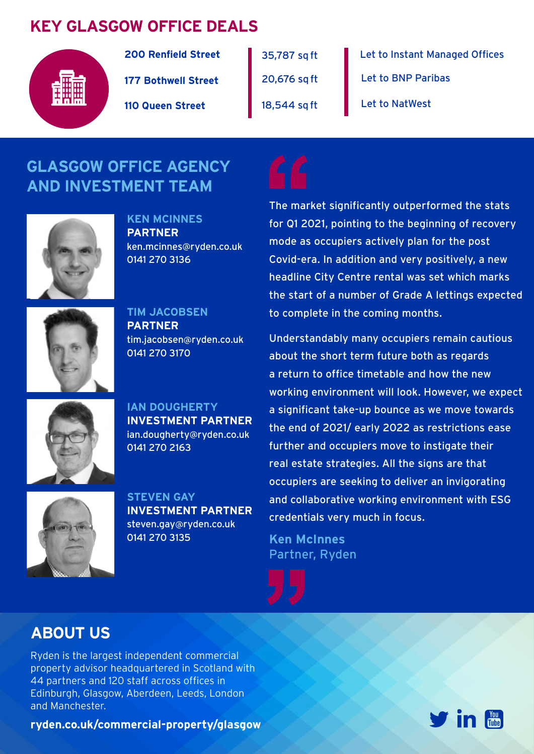## KEY GLASGOW OFFICE DEALS

| | | |
|---|---|---|
| **200 Renfield Street** | 35,787 sq ft | Let to Instant Managed Offices |
| **177 Bothwell Street** | 20,676 sq ft | Let to BNP Paribas |
| **110 Queen Street** | 18,544 sq ft | Let to NatWest |

## GLASGOW OFFICE AGENCY AND INVESTMENT TEAM

**KEN MCINNES**
**PARTNER**
ken.mcinnes@ryden.co.uk
0141 270 3136

**TIM JACOBSEN**
**PARTNER**
tim.jacobsen@ryden.co.uk
0141 270 3170

**IAN DOUGHERTY**
**INVESTMENT PARTNER**
ian.dougherty@ryden.co.uk
0141 270 2163

**STEVEN GAY**
**INVESTMENT PARTNER**
steven.gay@ryden.co.uk
0141 270 3135

> The market significantly outperformed the stats for Q1 2021, pointing to the beginning of recovery mode as occupiers actively plan for the post Covid-era. In addition and very positively, a new headline City Centre rental was set which marks the start of a number of Grade A lettings expected to complete in the coming months.
>
> Understandably many occupiers remain cautious about the short term future both as regards a return to office timetable and how the new working environment will look. However, we expect a significant take-up bounce as we move towards the end of 2021/ early 2022 as restrictions ease further and occupiers move to instigate their real estate strategies. All the signs are that occupiers are seeking to deliver an invigorating and collaborative working environment with ESG credentials very much in focus.
>
> **Ken McInnes**
> Partner, Ryden

## ABOUT US

Ryden is the largest independent commercial property advisor headquartered in Scotland with 44 partners and 120 staff across offices in Edinburgh, Glasgow, Aberdeen, Leeds, London and Manchester.

**ryden.co.uk/commercial-property/glasgow**